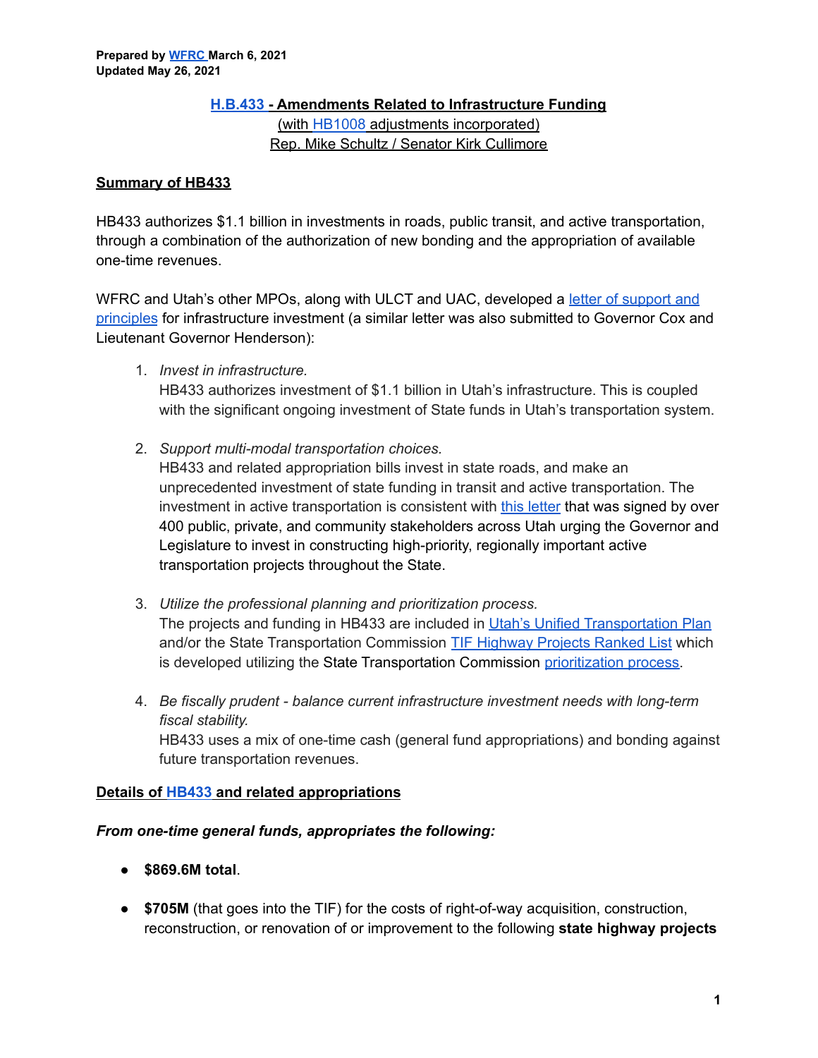**Prepared by WFRC March 6, 2021**
**Updated May 26, 2021**

# H.B.433 - Amendments Related to Infrastructure Funding

(with HB1008 adjustments incorporated)

Rep. Mike Schultz / Senator Kirk Cullimore

## Summary of HB433

HB433 authorizes $1.1 billion in investments in roads, public transit, and active transportation, through a combination of the authorization of new bonding and the appropriation of available one-time revenues.

WFRC and Utah's other MPOs, along with ULCT and UAC, developed a letter of support and principles for infrastructure investment (a similar letter was also submitted to Governor Cox and Lieutenant Governor Henderson):

1. *Invest in infrastructure.*
   HB433 authorizes investment of $1.1 billion in Utah's infrastructure. This is coupled with the significant ongoing investment of State funds in Utah's transportation system.

2. *Support multi-modal transportation choices.*
   HB433 and related appropriation bills invest in state roads, and make an unprecedented investment of state funding in transit and active transportation. The investment in active transportation is consistent with this letter that was signed by over 400 public, private, and community stakeholders across Utah urging the Governor and Legislature to invest in constructing high-priority, regionally important active transportation projects throughout the State.

3. *Utilize the professional planning and prioritization process.*
   The projects and funding in HB433 are included in Utah's Unified Transportation Plan and/or the State Transportation Commission TIF Highway Projects Ranked List which is developed utilizing the State Transportation Commission prioritization process.

4. *Be fiscally prudent - balance current infrastructure investment needs with long-term fiscal stability.*
   HB433 uses a mix of one-time cash (general fund appropriations) and bonding against future transportation revenues.

## Details of HB433 and related appropriations

***From one-time general funds, appropriates the following:***

- **$869.6M total**.
- **$705M** (that goes into the TIF) for the costs of right-of-way acquisition, construction, reconstruction, or renovation of or improvement to the following **state highway projects**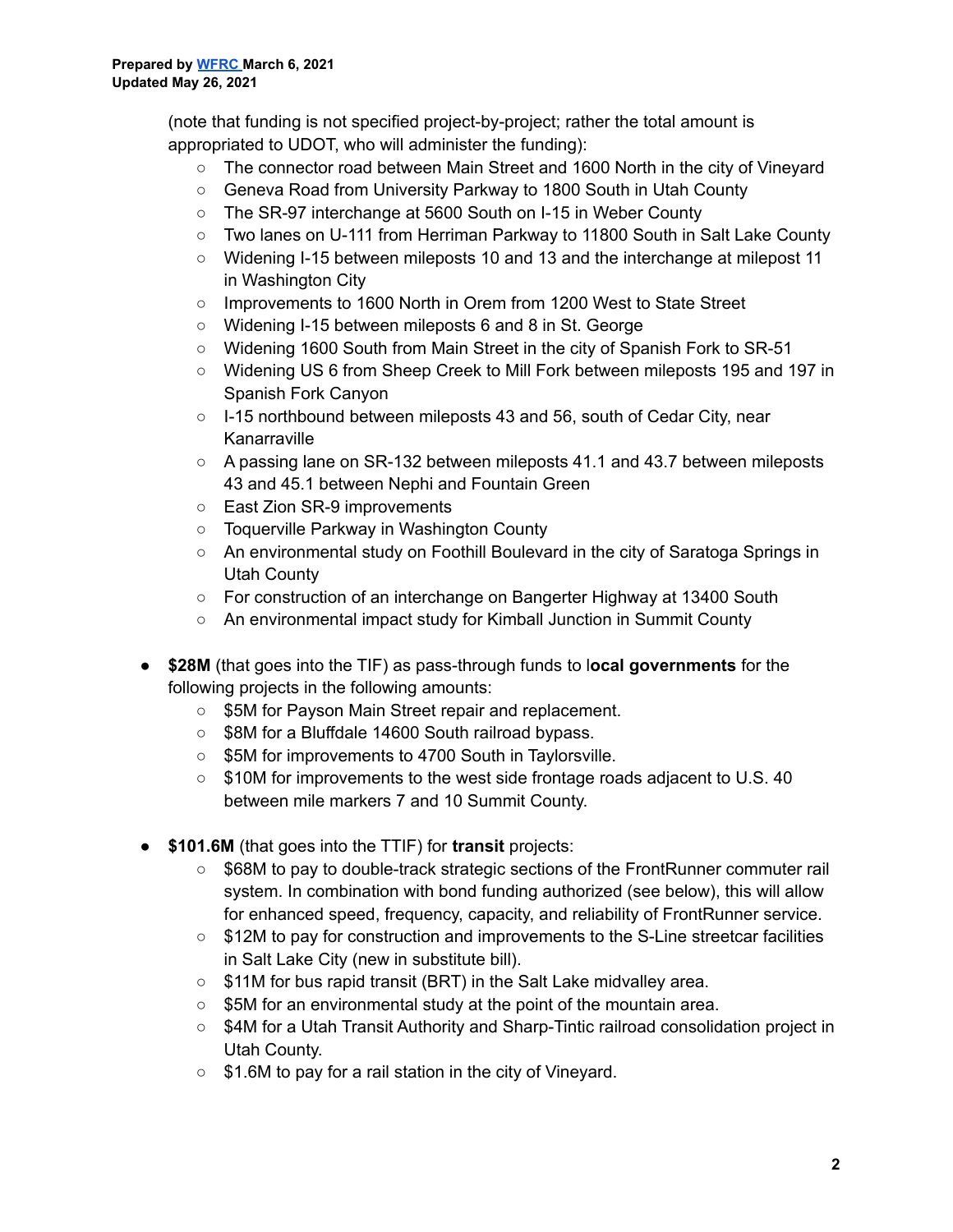(note that funding is not specified project-by-project; rather the total amount is appropriated to UDOT, who will administer the funding):

- The connector road between Main Street and 1600 North in the city of Vineyard
- Geneva Road from University Parkway to 1800 South in Utah County
- The SR-97 interchange at 5600 South on I-15 in Weber County
- Two lanes on U-111 from Herriman Parkway to 11800 South in Salt Lake County
- Widening I-15 between mileposts 10 and 13 and the interchange at milepost 11 in Washington City
- Improvements to 1600 North in Orem from 1200 West to State Street
- Widening I-15 between mileposts 6 and 8 in St. George
- Widening 1600 South from Main Street in the city of Spanish Fork to SR-51
- Widening US 6 from Sheep Creek to Mill Fork between mileposts 195 and 197 in Spanish Fork Canyon
- I-15 northbound between mileposts 43 and 56, south of Cedar City, near Kanarraville
- A passing lane on SR-132 between mileposts 41.1 and 43.7 between mileposts 43 and 45.1 between Nephi and Fountain Green
- East Zion SR-9 improvements
- Toquerville Parkway in Washington County
- An environmental study on Foothill Boulevard in the city of Saratoga Springs in Utah County
- For construction of an interchange on Bangerter Highway at 13400 South
- An environmental impact study for Kimball Junction in Summit County

- **$28M** (that goes into the TIF) as pass-through funds to l**ocal governments** for the following projects in the following amounts:
  - $5M for Payson Main Street repair and replacement.
  - $8M for a Bluffdale 14600 South railroad bypass.
  - $5M for improvements to 4700 South in Taylorsville.
  - $10M for improvements to the west side frontage roads adjacent to U.S. 40 between mile markers 7 and 10 Summit County.

- **$101.6M** (that goes into the TTIF) for **transit** projects:
  - $68M to pay to double-track strategic sections of the FrontRunner commuter rail system. In combination with bond funding authorized (see below), this will allow for enhanced speed, frequency, capacity, and reliability of FrontRunner service.
  - $12M to pay for construction and improvements to the S-Line streetcar facilities in Salt Lake City (new in substitute bill).
  - $11M for bus rapid transit (BRT) in the Salt Lake midvalley area.
  - $5M for an environmental study at the point of the mountain area.
  - $4M for a Utah Transit Authority and Sharp-Tintic railroad consolidation project in Utah County.
  - $1.6M to pay for a rail station in the city of Vineyard.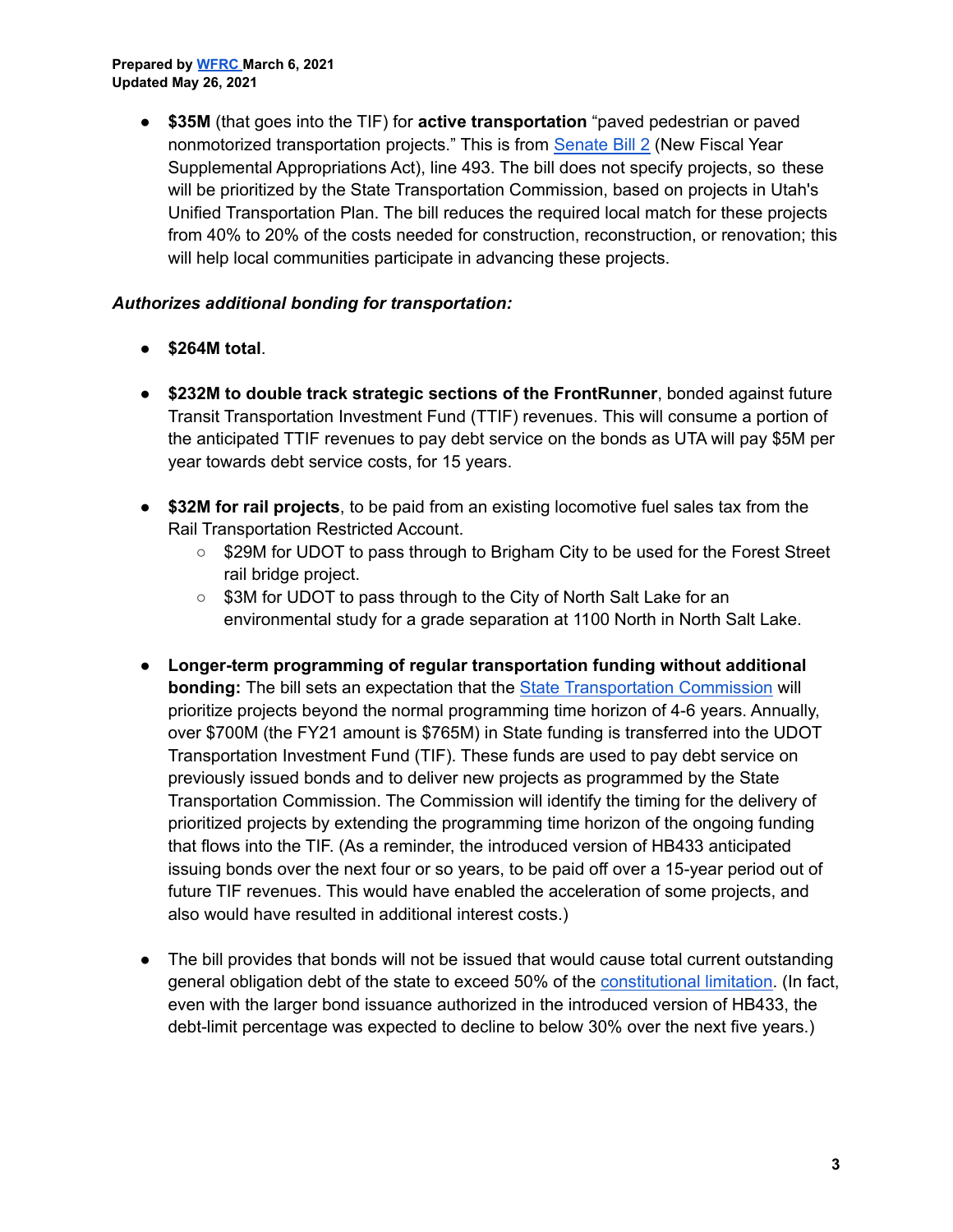Prepared by WFRC March 6, 2021
Updated May 26, 2021

- **$35M** (that goes into the TIF) for **active transportation** "paved pedestrian or paved nonmotorized transportation projects." This is from Senate Bill 2 (New Fiscal Year Supplemental Appropriations Act), line 493. The bill does not specify projects, so these will be prioritized by the State Transportation Commission, based on projects in Utah's Unified Transportation Plan. The bill reduces the required local match for these projects from 40% to 20% of the costs needed for construction, reconstruction, or renovation; this will help local communities participate in advancing these projects.

***Authorizes additional bonding for transportation:***

- **$264M total**.

- **$232M to double track strategic sections of the FrontRunner**, bonded against future Transit Transportation Investment Fund (TTIF) revenues. This will consume a portion of the anticipated TTIF revenues to pay debt service on the bonds as UTA will pay $5M per year towards debt service costs, for 15 years.

- **$32M for rail projects**, to be paid from an existing locomotive fuel sales tax from the Rail Transportation Restricted Account.
    - $29M for UDOT to pass through to Brigham City to be used for the Forest Street rail bridge project.
    - $3M for UDOT to pass through to the City of North Salt Lake for an environmental study for a grade separation at 1100 North in North Salt Lake.

- **Longer-term programming of regular transportation funding without additional bonding:** The bill sets an expectation that the State Transportation Commission will prioritize projects beyond the normal programming time horizon of 4-6 years. Annually, over $700M (the FY21 amount is $765M) in State funding is transferred into the UDOT Transportation Investment Fund (TIF). These funds are used to pay debt service on previously issued bonds and to deliver new projects as programmed by the State Transportation Commission. The Commission will identify the timing for the delivery of prioritized projects by extending the programming time horizon of the ongoing funding that flows into the TIF. (As a reminder, the introduced version of HB433 anticipated issuing bonds over the next four or so years, to be paid off over a 15-year period out of future TIF revenues. This would have enabled the acceleration of some projects, and also would have resulted in additional interest costs.)

- The bill provides that bonds will not be issued that would cause total current outstanding general obligation debt of the state to exceed 50% of the constitutional limitation. (In fact, even with the larger bond issuance authorized in the introduced version of HB433, the debt-limit percentage was expected to decline to below 30% over the next five years.)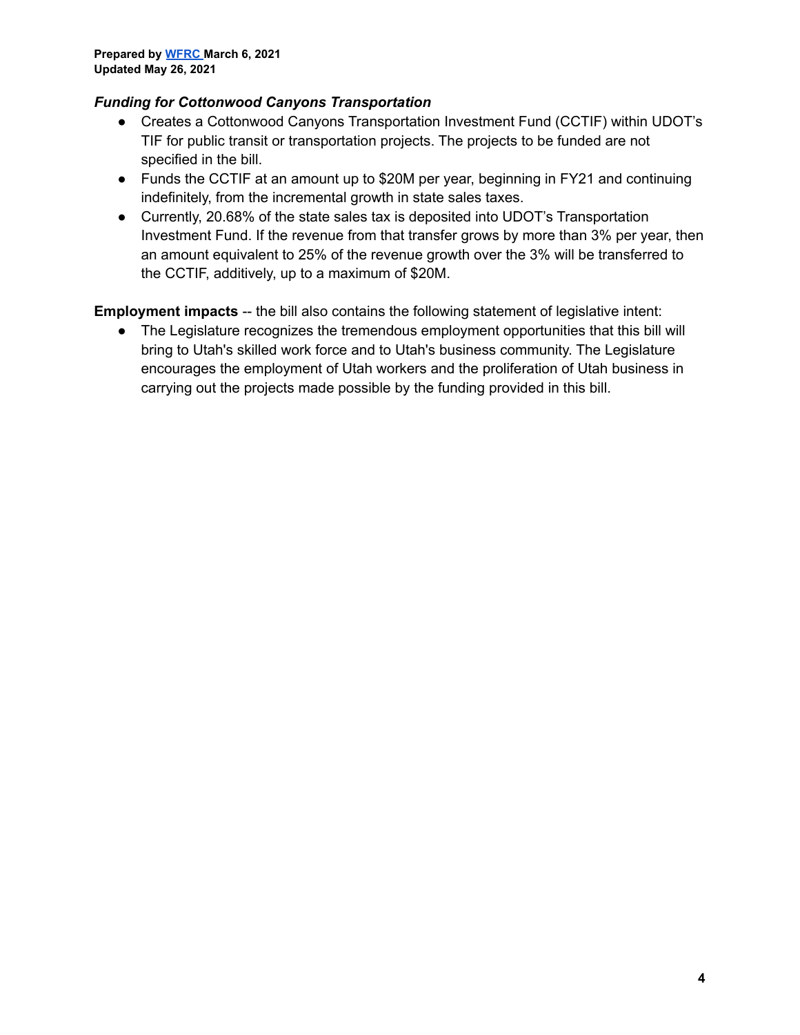**Prepared by [WFRC](WFRC) March 6, 2021**
**Updated May 26, 2021**

***Funding for Cottonwood Canyons Transportation***

- Creates a Cottonwood Canyons Transportation Investment Fund (CCTIF) within UDOT's TIF for public transit or transportation projects. The projects to be funded are not specified in the bill.
- Funds the CCTIF at an amount up to $20M per year, beginning in FY21 and continuing indefinitely, from the incremental growth in state sales taxes.
- Currently, 20.68% of the state sales tax is deposited into UDOT's Transportation Investment Fund. If the revenue from that transfer grows by more than 3% per year, then an amount equivalent to 25% of the revenue growth over the 3% will be transferred to the CCTIF, additively, up to a maximum of $20M.

**Employment impacts** -- the bill also contains the following statement of legislative intent:

- The Legislature recognizes the tremendous employment opportunities that this bill will bring to Utah's skilled work force and to Utah's business community. The Legislature encourages the employment of Utah workers and the proliferation of Utah business in carrying out the projects made possible by the funding provided in this bill.